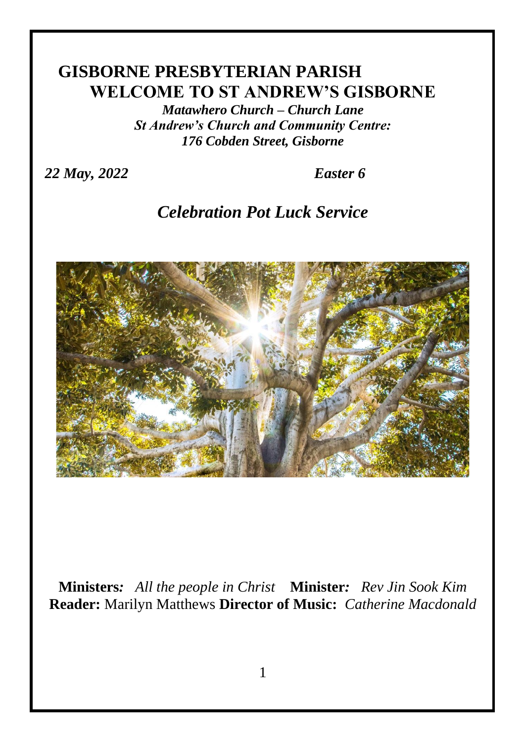# GISBORNE PRESBYTERIAN PARISH

## WELCOME TO ST ANDREW'S GISBORNE

***Matawhero Church – Church Lane***
***St Andrew's Church and Community Centre:***
***176 Cobden Street, Gisborne***

***22 May, 2022*** ***Easter 6***

## *Celebration Pot Luck Service*

**Ministers***:* *All the people in Christ* **Minister***:* *Rev Jin Sook Kim*
**Reader:** Marilyn Matthews **Director of Music:** *Catherine Macdonald*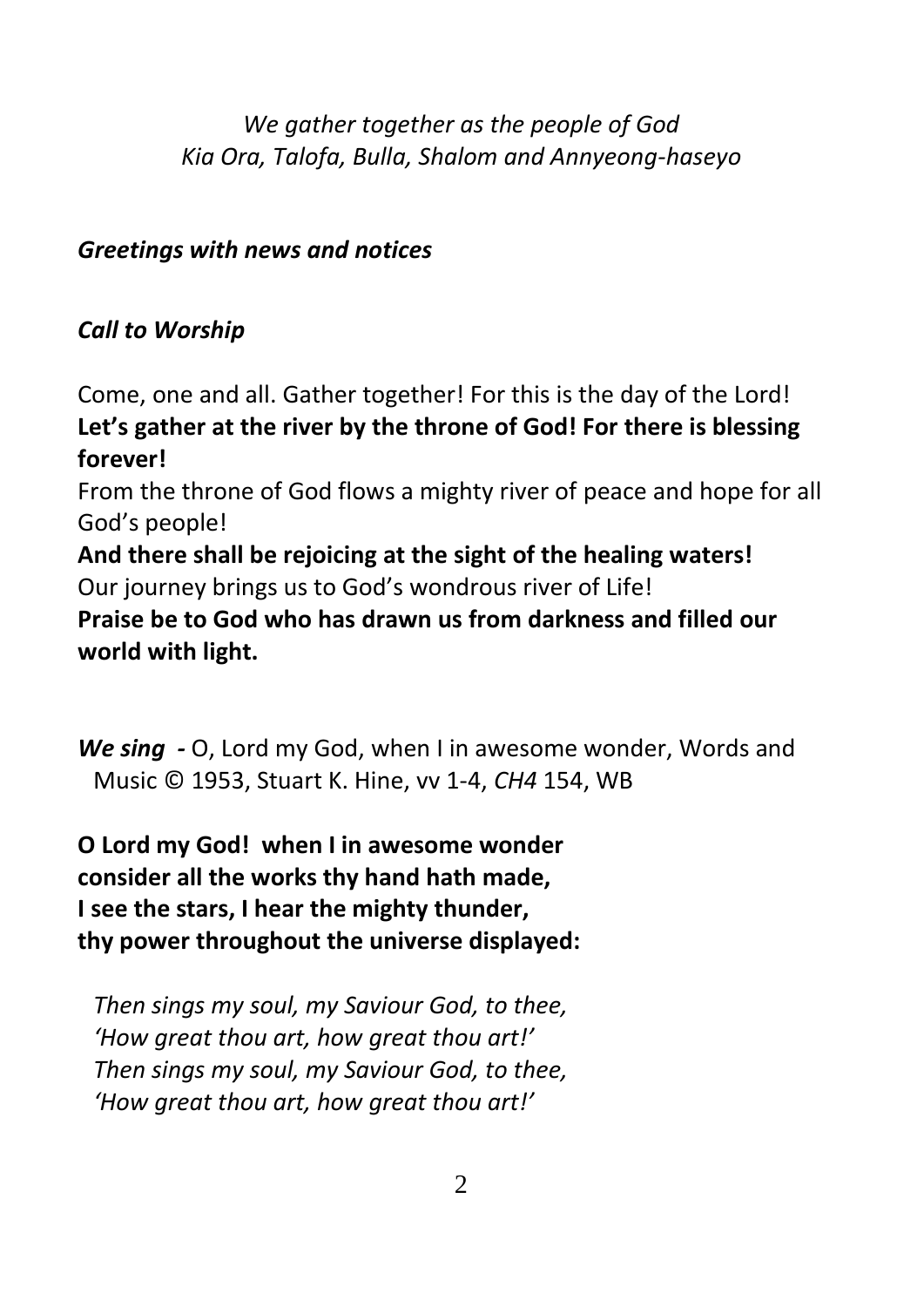*We gather together as the people of God*
*Kia Ora, Talofa, Bulla, Shalom and Annyeong-haseyo*

***Greetings with news and notices***

***Call to Worship***

Come, one and all. Gather together! For this is the day of the Lord!
**Let's gather at the river by the throne of God! For there is blessing forever!**
From the throne of God flows a mighty river of peace and hope for all God's people!
**And there shall be rejoicing at the sight of the healing waters!**
Our journey brings us to God's wondrous river of Life!
**Praise be to God who has drawn us from darkness and filled our world with light.**

***We sing*** **-** O, Lord my God, when I in awesome wonder, Words and Music © 1953, Stuart K. Hine, vv 1-4, *CH4* 154, WB

**O Lord my God! when I in awesome wonder**
**consider all the works thy hand hath made,**
**I see the stars, I hear the mighty thunder,**
**thy power throughout the universe displayed:**

*Then sings my soul, my Saviour God, to thee,*
*'How great thou art, how great thou art!'*
*Then sings my soul, my Saviour God, to thee,*
*'How great thou art, how great thou art!'*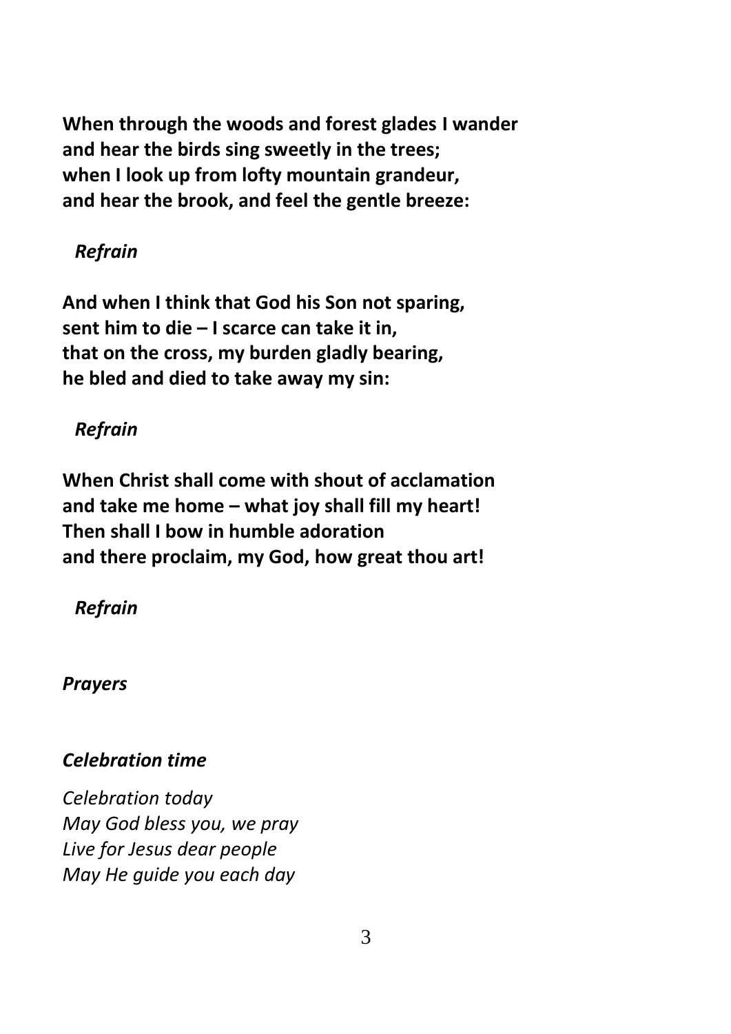**When through the woods and forest glades I wander**
**and hear the birds sing sweetly in the trees;**
**when I look up from lofty mountain grandeur,**
**and hear the brook, and feel the gentle breeze:**

*Refrain*

**And when I think that God his Son not sparing,**
**sent him to die – I scarce can take it in,**
**that on the cross, my burden gladly bearing,**
**he bled and died to take away my sin:**

*Refrain*

**When Christ shall come with shout of acclamation**
**and take me home – what joy shall fill my heart!**
**Then shall I bow in humble adoration**
**and there proclaim, my God, how great thou art!**

*Refrain*

***Prayers***

***Celebration time***

*Celebration today*
*May God bless you, we pray*
*Live for Jesus dear people*
*May He guide you each day*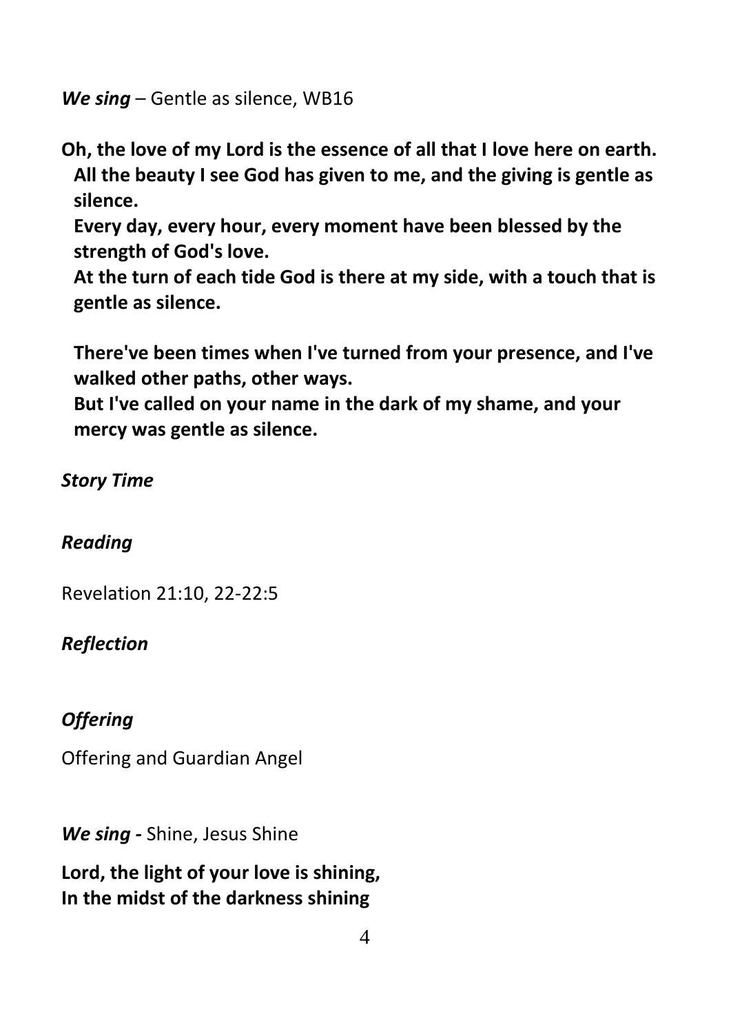***We sing*** – Gentle as silence, WB16

**Oh, the love of my Lord is the essence of all that I love here on earth.**
**All the beauty I see God has given to me, and the giving is gentle as silence.**
**Every day, every hour, every moment have been blessed by the strength of God's love.**
**At the turn of each tide God is there at my side, with a touch that is gentle as silence.**

**There've been times when I've turned from your presence, and I've walked other paths, other ways.**
**But I've called on your name in the dark of my shame, and your mercy was gentle as silence.**

***Story Time***

***Reading***

Revelation 21:10, 22-22:5

***Reflection***

***Offering***

Offering and Guardian Angel

***We sing -*** Shine, Jesus Shine

**Lord, the light of your love is shining,**
**In the midst of the darkness shining**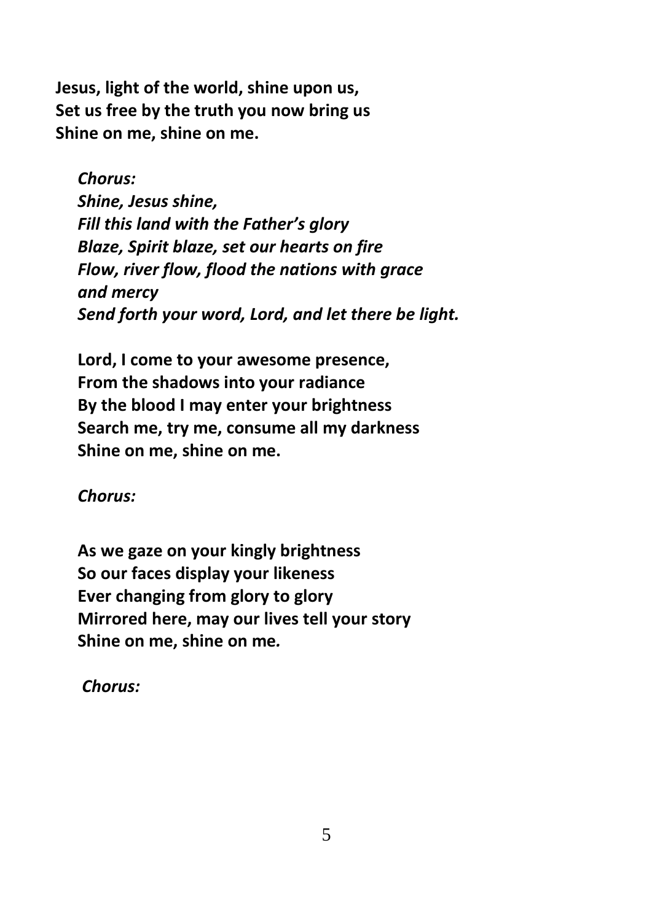**Jesus, light of the world, shine upon us,**
**Set us free by the truth you now bring us**
**Shine on me, shine on me.**

***Chorus:***
***Shine, Jesus shine,***
***Fill this land with the Father's glory***
***Blaze, Spirit blaze, set our hearts on fire***
***Flow, river flow, flood the nations with grace and mercy***
***Send forth your word, Lord, and let there be light.***

**Lord, I come to your awesome presence,**
**From the shadows into your radiance**
**By the blood I may enter your brightness**
**Search me, try me, consume all my darkness**
**Shine on me, shine on me.**

***Chorus:***

**As we gaze on your kingly brightness**
**So our faces display your likeness**
**Ever changing from glory to glory**
**Mirrored here, may our lives tell your story**
**Shine on me, shine on me.**

***Chorus:***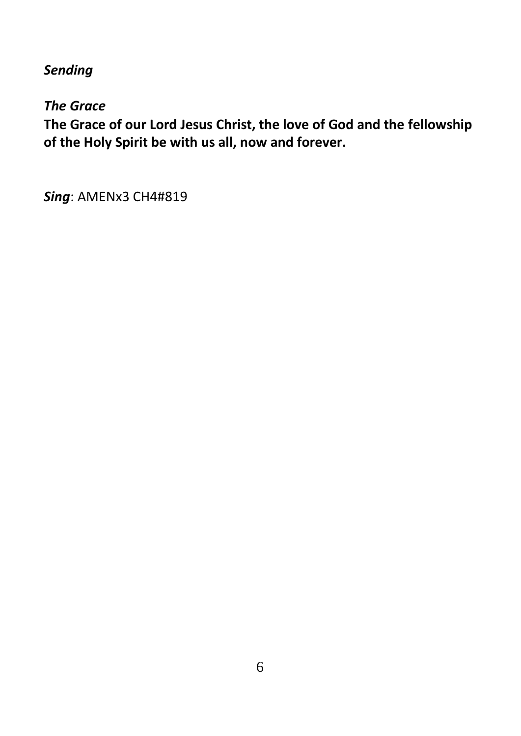*Sending*

*The Grace*

**The Grace of our Lord Jesus Christ, the love of God and the fellowship of the Holy Spirit be with us all, now and forever.**

***Sing***: AMENx3 CH4#819